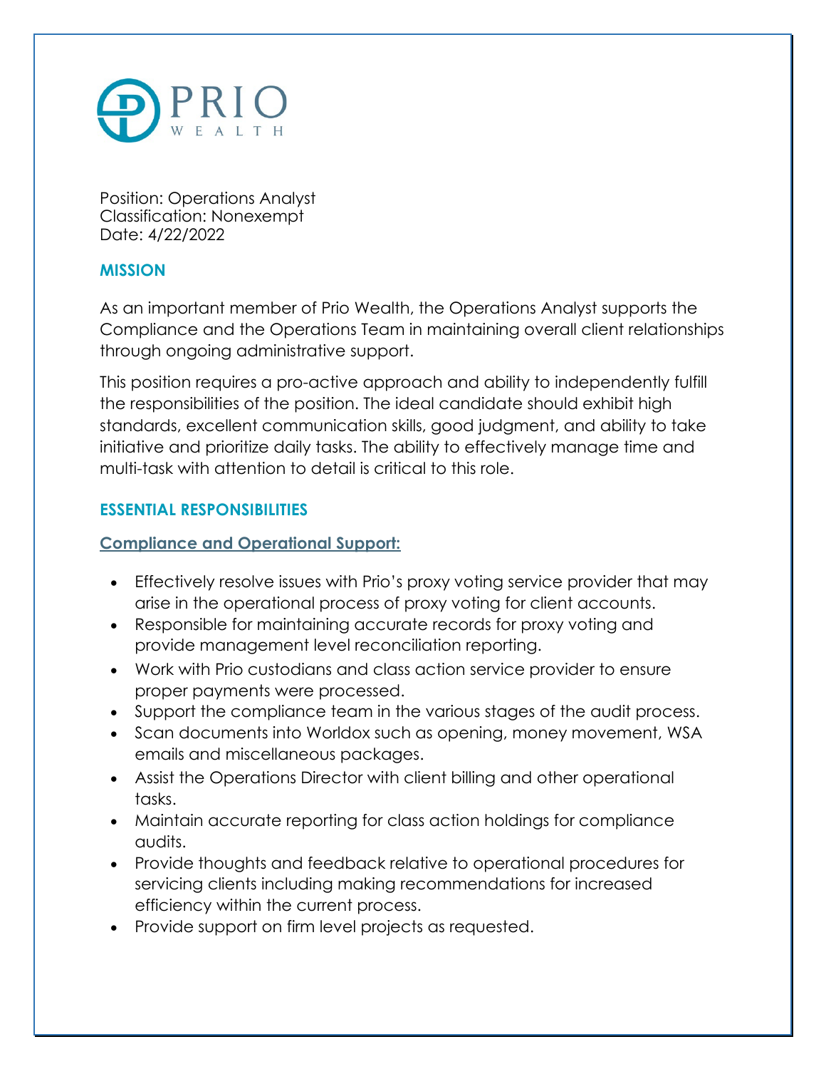PRIO WEALTH

Position: Operations Analyst
Classification: Nonexempt
Date: 4/22/2022

## MISSION

As an important member of Prio Wealth, the Operations Analyst supports the Compliance and the Operations Team in maintaining overall client relationships through ongoing administrative support.

This position requires a pro-active approach and ability to independently fulfill the responsibilities of the position. The ideal candidate should exhibit high standards, excellent communication skills, good judgment, and ability to take initiative and prioritize daily tasks. The ability to effectively manage time and multi-task with attention to detail is critical to this role.

## ESSENTIAL RESPONSIBILITIES

### Compliance and Operational Support:

- Effectively resolve issues with Prio's proxy voting service provider that may arise in the operational process of proxy voting for client accounts.
- Responsible for maintaining accurate records for proxy voting and provide management level reconciliation reporting.
- Work with Prio custodians and class action service provider to ensure proper payments were processed.
- Support the compliance team in the various stages of the audit process.
- Scan documents into Worldox such as opening, money movement, WSA emails and miscellaneous packages.
- Assist the Operations Director with client billing and other operational tasks.
- Maintain accurate reporting for class action holdings for compliance audits.
- Provide thoughts and feedback relative to operational procedures for servicing clients including making recommendations for increased efficiency within the current process.
- Provide support on firm level projects as requested.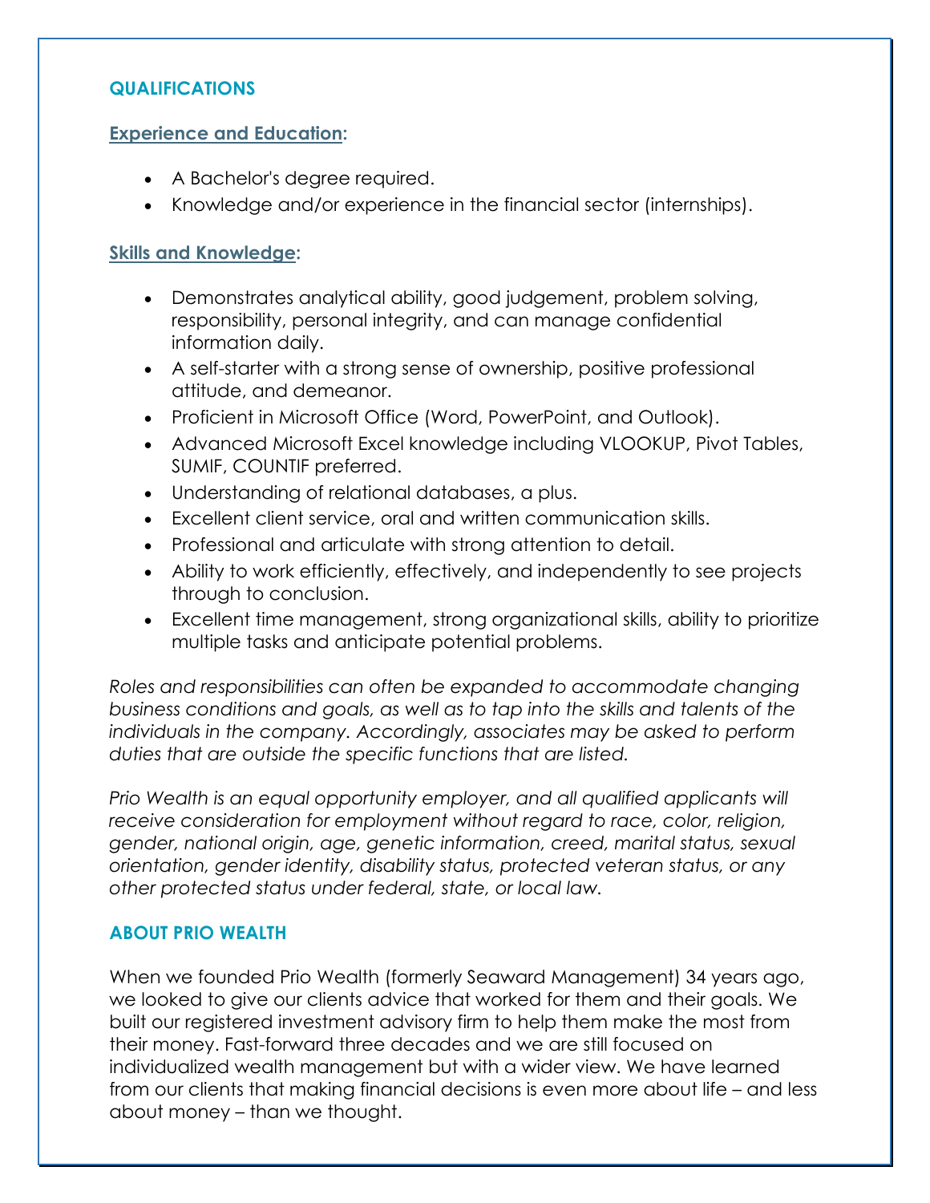## QUALIFICATIONS

### Experience and Education:

- A Bachelor's degree required.
- Knowledge and/or experience in the financial sector (internships).

### Skills and Knowledge:

- Demonstrates analytical ability, good judgement, problem solving, responsibility, personal integrity, and can manage confidential information daily.
- A self-starter with a strong sense of ownership, positive professional attitude, and demeanor.
- Proficient in Microsoft Office (Word, PowerPoint, and Outlook).
- Advanced Microsoft Excel knowledge including VLOOKUP, Pivot Tables, SUMIF, COUNTIF preferred.
- Understanding of relational databases, a plus.
- Excellent client service, oral and written communication skills.
- Professional and articulate with strong attention to detail.
- Ability to work efficiently, effectively, and independently to see projects through to conclusion.
- Excellent time management, strong organizational skills, ability to prioritize multiple tasks and anticipate potential problems.

*Roles and responsibilities can often be expanded to accommodate changing business conditions and goals, as well as to tap into the skills and talents of the individuals in the company. Accordingly, associates may be asked to perform duties that are outside the specific functions that are listed.*

*Prio Wealth is an equal opportunity employer, and all qualified applicants will receive consideration for employment without regard to race, color, religion, gender, national origin, age, genetic information, creed, marital status, sexual orientation, gender identity, disability status, protected veteran status, or any other protected status under federal, state, or local law.*

## ABOUT PRIO WEALTH

When we founded Prio Wealth (formerly Seaward Management) 34 years ago, we looked to give our clients advice that worked for them and their goals. We built our registered investment advisory firm to help them make the most from their money. Fast-forward three decades and we are still focused on individualized wealth management but with a wider view. We have learned from our clients that making financial decisions is even more about life – and less about money – than we thought.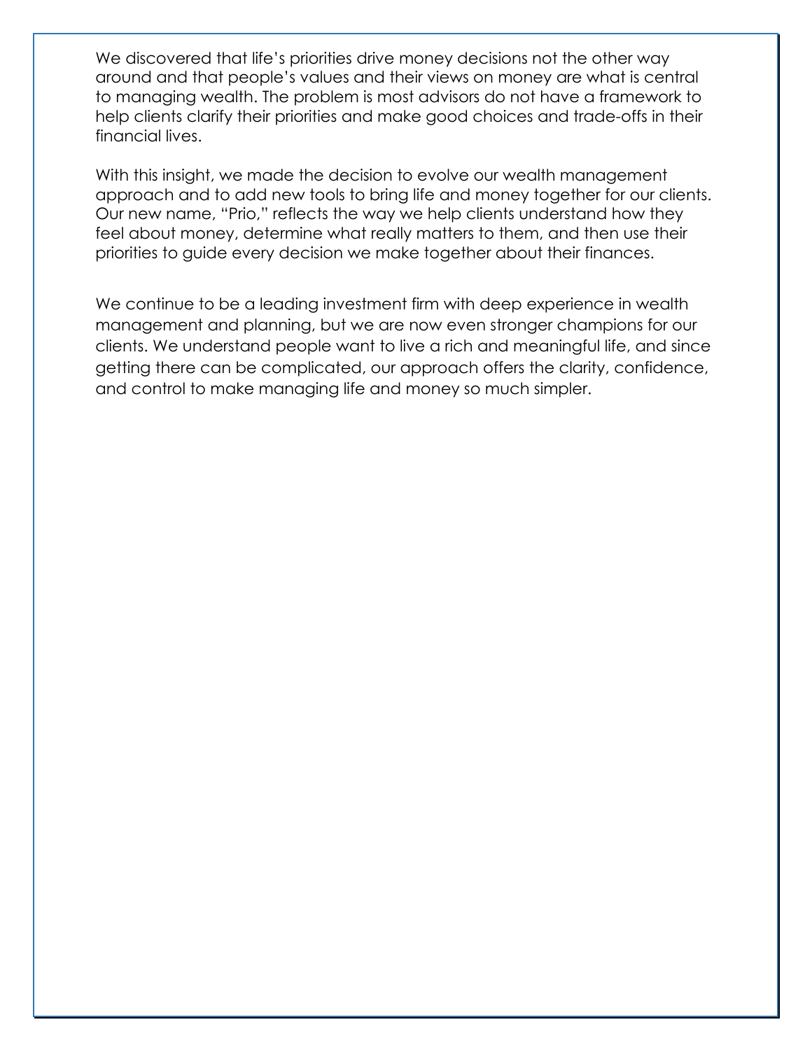We discovered that life's priorities drive money decisions not the other way around and that people's values and their views on money are what is central to managing wealth. The problem is most advisors do not have a framework to help clients clarify their priorities and make good choices and trade-offs in their financial lives.

With this insight, we made the decision to evolve our wealth management approach and to add new tools to bring life and money together for our clients. Our new name, "Prio," reflects the way we help clients understand how they feel about money, determine what really matters to them, and then use their priorities to guide every decision we make together about their finances.

We continue to be a leading investment firm with deep experience in wealth management and planning, but we are now even stronger champions for our clients. We understand people want to live a rich and meaningful life, and since getting there can be complicated, our approach offers the clarity, confidence, and control to make managing life and money so much simpler.